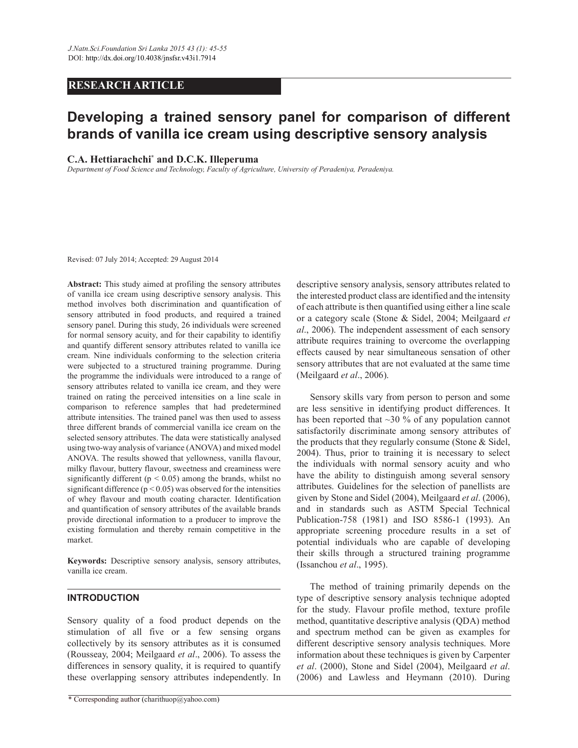J.Natn.Sci.Foundation Sri Lanka 2015 43 (1): 45-55
DOI: http://dx.doi.org/10.4038/jnsfsr.v43i1.7914

**RESEARCH ARTICLE**

# Developing a trained sensory panel for comparison of different brands of vanilla ice cream using descriptive sensory analysis

**C.A. Hettiarachchi*** **and D.C.K. Illeperuma**

*Department of Food Science and Technology, Faculty of Agriculture, University of Peradeniya, Peradeniya.*

Revised: 07 July 2014; Accepted: 29 August 2014

**Abstract:** This study aimed at profiling the sensory attributes of vanilla ice cream using descriptive sensory analysis. This method involves both discrimination and quantification of sensory attributed in food products, and required a trained sensory panel. During this study, 26 individuals were screened for normal sensory acuity, and for their capability to identifiy and quantify different sensory attributes related to vanilla ice cream. Nine individuals conforming to the selection criteria were subjected to a structured training programme. During the programme the individuals were introduced to a range of sensory attributes related to vanilla ice cream, and they were trained on rating the perceived intensities on a line scale in comparison to reference samples that had predetermined attribute intensities. The trained panel was then used to assess three different brands of commercial vanilla ice cream on the selected sensory attributes. The data were statistically analysed using two-way analysis of variance (ANOVA) and mixed model ANOVA. The results showed that yellowness, vanilla flavour, milky flavour, buttery flavour, sweetness and creaminess were significantly different ($p < 0.05$) among the brands, whilst no significant difference ($p < 0.05$) was observed for the intensities of whey flavour and mouth coating character. Identification and quantification of sensory attributes of the available brands provide directional information to a producer to improve the existing formulation and thereby remain competitive in the market.

**Keywords:** Descriptive sensory analysis, sensory attributes, vanilla ice cream.

## INTRODUCTION

Sensory quality of a food product depends on the stimulation of all five or a few sensing organs collectively by its sensory attributes as it is consumed (Rousseay, 2004; Meilgaard *et al*., 2006). To assess the differences in sensory quality, it is required to quantify these overlapping sensory attributes independently. In descriptive sensory analysis, sensory attributes related to the interested product class are identified and the intensity of each attribute is then quantified using either a line scale or a category scale (Stone & Sidel, 2004; Meilgaard *et al*., 2006). The independent assessment of each sensory attribute requires training to overcome the overlapping effects caused by near simultaneous sensation of other sensory attributes that are not evaluated at the same time (Meilgaard *et al*., 2006).

Sensory skills vary from person to person and some are less sensitive in identifying product differences. It has been reported that ~30 % of any population cannot satisfactorily discriminate among sensory attributes of the products that they regularly consume (Stone & Sidel, 2004). Thus, prior to training it is necessary to select the individuals with normal sensory acuity and who have the ability to distinguish among several sensory attributes. Guidelines for the selection of panellists are given by Stone and Sidel (2004), Meilgaard *et al*. (2006), and in standards such as ASTM Special Technical Publication-758 (1981) and ISO 8586-1 (1993). An appropriate screening procedure results in a set of potential individuals who are capable of developing their skills through a structured training programme (Issanchou *et al*., 1995).

The method of training primarily depends on the type of descriptive sensory analysis technique adopted for the study. Flavour profile method, texture profile method, quantitative descriptive analysis (QDA) method and spectrum method can be given as examples for different descriptive sensory analysis techniques. More information about these techniques is given by Carpenter *et al*. (2000), Stone and Sidel (2004), Meilgaard *et al*. (2006) and Lawless and Heymann (2010). During

\* Corresponding author (charithuop@yahoo.com)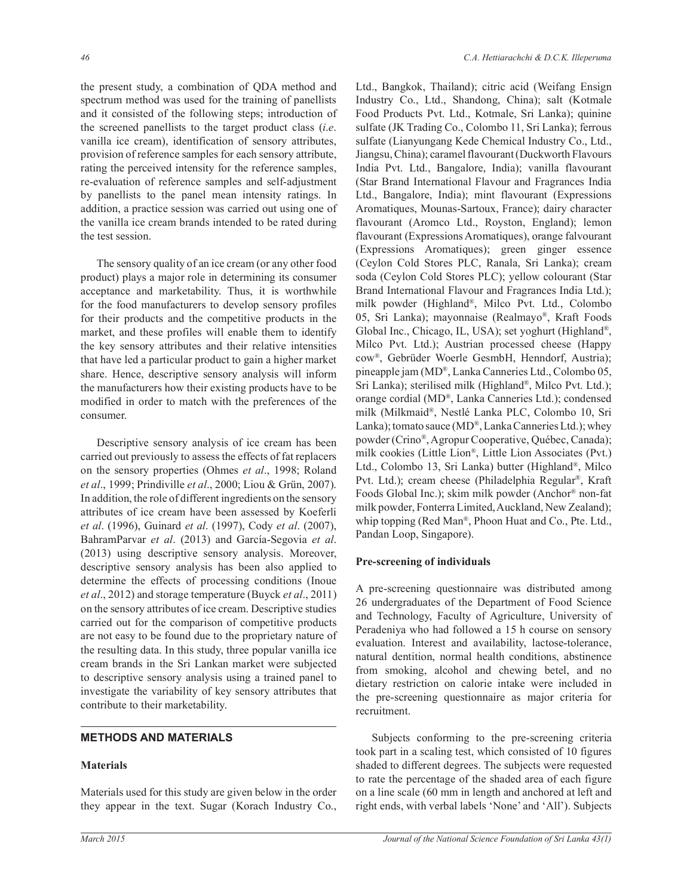the present study, a combination of QDA method and spectrum method was used for the training of panellists and it consisted of the following steps; introduction of the screened panellists to the target product class (*i.e*. vanilla ice cream), identification of sensory attributes, provision of reference samples for each sensory attribute, rating the perceived intensity for the reference samples, re-evaluation of reference samples and self-adjustment by panellists to the panel mean intensity ratings. In addition, a practice session was carried out using one of the vanilla ice cream brands intended to be rated during the test session.

The sensory quality of an ice cream (or any other food product) plays a major role in determining its consumer acceptance and marketability. Thus, it is worthwhile for the food manufacturers to develop sensory profiles for their products and the competitive products in the market, and these profiles will enable them to identify the key sensory attributes and their relative intensities that have led a particular product to gain a higher market share. Hence, descriptive sensory analysis will inform the manufacturers how their existing products have to be modified in order to match with the preferences of the consumer.

Descriptive sensory analysis of ice cream has been carried out previously to assess the effects of fat replacers on the sensory properties (Ohmes *et al*., 1998; Roland *et al*., 1999; Prindiville *et al*., 2000; Liou & Grün, 2007). In addition, the role of different ingredients on the sensory attributes of ice cream have been assessed by Koeferli *et al*. (1996), Guinard *et al*. (1997), Cody *et al*. (2007), BahramParvar *et al*. (2013) and García-Segovia *et al*. (2013) using descriptive sensory analysis. Moreover, descriptive sensory analysis has been also applied to determine the effects of processing conditions (Inoue *et al*., 2012) and storage temperature (Buyck *et al*., 2011) on the sensory attributes of ice cream. Descriptive studies carried out for the comparison of competitive products are not easy to be found due to the proprietary nature of the resulting data. In this study, three popular vanilla ice cream brands in the Sri Lankan market were subjected to descriptive sensory analysis using a trained panel to investigate the variability of key sensory attributes that contribute to their marketability.

## METHODS AND MATERIALS

### Materials

Materials used for this study are given below in the order they appear in the text. Sugar (Korach Industry Co., Ltd., Bangkok, Thailand); citric acid (Weifang Ensign Industry Co., Ltd., Shandong, China); salt (Kotmale Food Products Pvt. Ltd., Kotmale, Sri Lanka); quinine sulfate (JK Trading Co., Colombo 11, Sri Lanka); ferrous sulfate (Lianyungang Kede Chemical Industry Co., Ltd., Jiangsu, China); caramel flavourant (Duckworth Flavours India Pvt. Ltd., Bangalore, India); vanilla flavourant (Star Brand International Flavour and Fragrances India Ltd., Bangalore, India); mint flavourant (Expressions Aromatiques, Mounas-Sartoux, France); dairy character flavourant (Aromco Ltd., Royston, England); lemon flavourant (Expressions Aromatiques), orange falvourant (Expressions Aromatiques); green ginger essence (Ceylon Cold Stores PLC, Ranala, Sri Lanka); cream soda (Ceylon Cold Stores PLC); yellow colourant (Star Brand International Flavour and Fragrances India Ltd.); milk powder (Highland®, Milco Pvt. Ltd., Colombo 05, Sri Lanka); mayonnaise (Realmayo®, Kraft Foods Global Inc., Chicago, IL, USA); set yoghurt (Highland®, Milco Pvt. Ltd.); Austrian processed cheese (Happy cow®, Gebrüder Woerle GesmbH, Henndorf, Austria); pineapple jam (MD®, Lanka Canneries Ltd., Colombo 05, Sri Lanka); sterilised milk (Highland®, Milco Pvt. Ltd.); orange cordial (MD®, Lanka Canneries Ltd.); condensed milk (Milkmaid®, Nestlé Lanka PLC, Colombo 10, Sri Lanka); tomato sauce (MD®, Lanka Canneries Ltd.); whey powder (Crino®, Agropur Cooperative, Québec, Canada); milk cookies (Little Lion®, Little Lion Associates (Pvt.) Ltd., Colombo 13, Sri Lanka) butter (Highland®, Milco Pvt. Ltd.); cream cheese (Philadelphia Regular®, Kraft Foods Global Inc.); skim milk powder (Anchor® non-fat milk powder, Fonterra Limited, Auckland, New Zealand); whip topping (Red Man®, Phoon Huat and Co., Pte. Ltd., Pandan Loop, Singapore).

### Pre-screening of individuals

A pre-screening questionnaire was distributed among 26 undergraduates of the Department of Food Science and Technology, Faculty of Agriculture, University of Peradeniya who had followed a 15 h course on sensory evaluation. Interest and availability, lactose-tolerance, natural dentition, normal health conditions, abstinence from smoking, alcohol and chewing betel, and no dietary restriction on calorie intake were included in the pre-screening questionnaire as major criteria for recruitment.

Subjects conforming to the pre-screening criteria took part in a scaling test, which consisted of 10 figures shaded to different degrees. The subjects were requested to rate the percentage of the shaded area of each figure on a line scale (60 mm in length and anchored at left and right ends, with verbal labels 'None' and 'All'). Subjects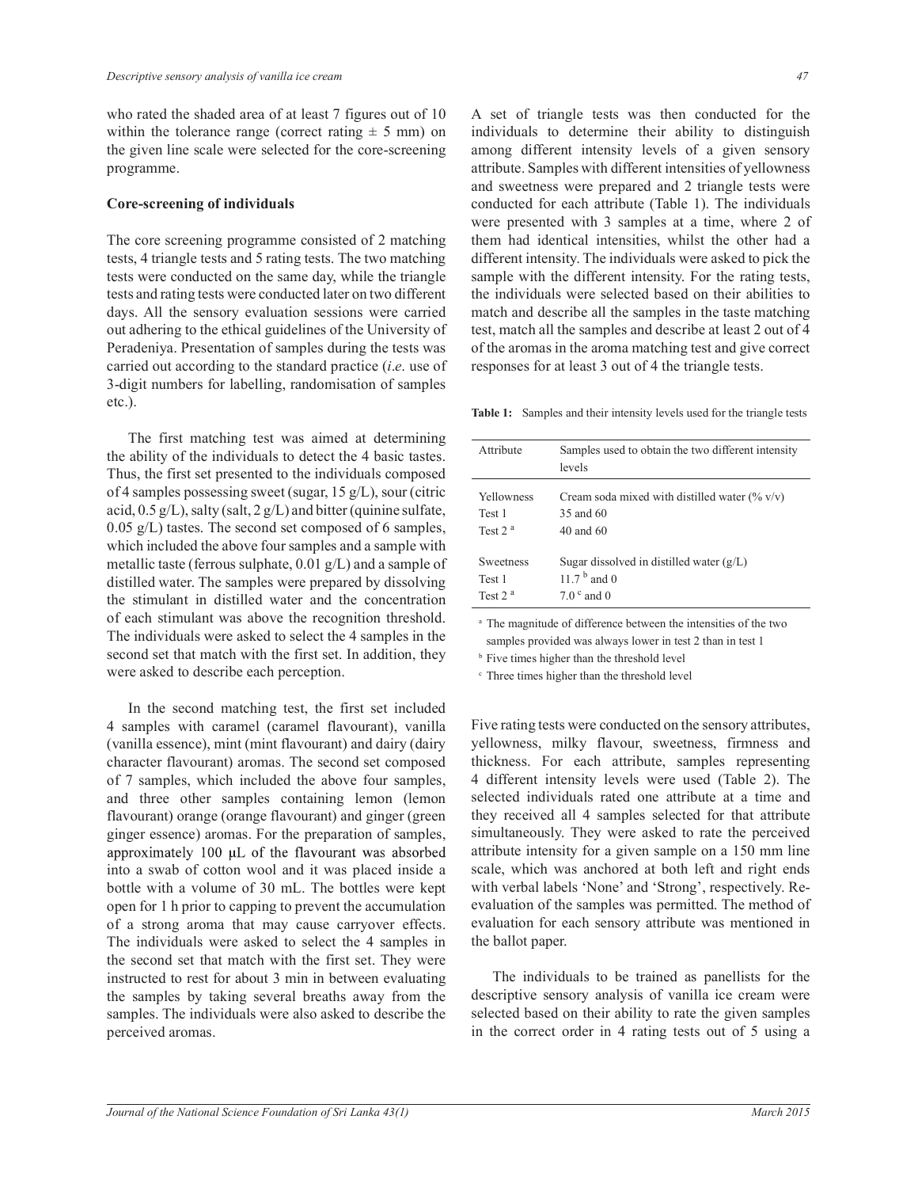who rated the shaded area of at least 7 figures out of 10 within the tolerance range (correct rating ± 5 mm) on the given line scale were selected for the core-screening programme.

**Core-screening of individuals**

The core screening programme consisted of 2 matching tests, 4 triangle tests and 5 rating tests. The two matching tests were conducted on the same day, while the triangle tests and rating tests were conducted later on two different days. All the sensory evaluation sessions were carried out adhering to the ethical guidelines of the University of Peradeniya. Presentation of samples during the tests was carried out according to the standard practice (*i.e*. use of 3-digit numbers for labelling, randomisation of samples etc.).

The first matching test was aimed at determining the ability of the individuals to detect the 4 basic tastes. Thus, the first set presented to the individuals composed of 4 samples possessing sweet (sugar, 15 g/L), sour (citric acid, 0.5 g/L), salty (salt, 2 g/L) and bitter (quinine sulfate, 0.05 g/L) tastes. The second set composed of 6 samples, which included the above four samples and a sample with metallic taste (ferrous sulphate, 0.01 g/L) and a sample of distilled water. The samples were prepared by dissolving the stimulant in distilled water and the concentration of each stimulant was above the recognition threshold. The individuals were asked to select the 4 samples in the second set that match with the first set. In addition, they were asked to describe each perception.

In the second matching test, the first set included 4 samples with caramel (caramel flavourant), vanilla (vanilla essence), mint (mint flavourant) and dairy (dairy character flavourant) aromas. The second set composed of 7 samples, which included the above four samples, and three other samples containing lemon (lemon flavourant) orange (orange flavourant) and ginger (green ginger essence) aromas. For the preparation of samples, approximately 100 μL of the flavourant was absorbed into a swab of cotton wool and it was placed inside a bottle with a volume of 30 mL. The bottles were kept open for 1 h prior to capping to prevent the accumulation of a strong aroma that may cause carryover effects. The individuals were asked to select the 4 samples in the second set that match with the first set. They were instructed to rest for about 3 min in between evaluating the samples by taking several breaths away from the samples. The individuals were also asked to describe the perceived aromas.

A set of triangle tests was then conducted for the individuals to determine their ability to distinguish among different intensity levels of a given sensory attribute. Samples with different intensities of yellowness and sweetness were prepared and 2 triangle tests were conducted for each attribute (Table 1). The individuals were presented with 3 samples at a time, where 2 of them had identical intensities, whilst the other had a different intensity. The individuals were asked to pick the sample with the different intensity. For the rating tests, the individuals were selected based on their abilities to match and describe all the samples in the taste matching test, match all the samples and describe at least 2 out of 4 of the aromas in the aroma matching test and give correct responses for at least 3 out of 4 the triangle tests.

**Table 1:** Samples and their intensity levels used for the triangle tests

| Attribute | Samples used to obtain the two different intensity levels |
|---|---|
| Yellowness | Cream soda mixed with distilled water (% v/v) |
| Test 1 | 35 and 60 |
| Test 2 [a] | 40 and 60 |
| Sweetness | Sugar dissolved in distilled water (g/L) |
| Test 1 | 11.7 [b] and 0 |
| Test 2 [a] | 7.0 [c] and 0 |

[a] The magnitude of difference between the intensities of the two samples provided was always lower in test 2 than in test 1

[b] Five times higher than the threshold level

[c] Three times higher than the threshold level

Five rating tests were conducted on the sensory attributes, yellowness, milky flavour, sweetness, firmness and thickness. For each attribute, samples representing 4 different intensity levels were used (Table 2). The selected individuals rated one attribute at a time and they received all 4 samples selected for that attribute simultaneously. They were asked to rate the perceived attribute intensity for a given sample on a 150 mm line scale, which was anchored at both left and right ends with verbal labels 'None' and 'Strong', respectively. Re-evaluation of the samples was permitted. The method of evaluation for each sensory attribute was mentioned in the ballot paper.

The individuals to be trained as panellists for the descriptive sensory analysis of vanilla ice cream were selected based on their ability to rate the given samples in the correct order in 4 rating tests out of 5 using a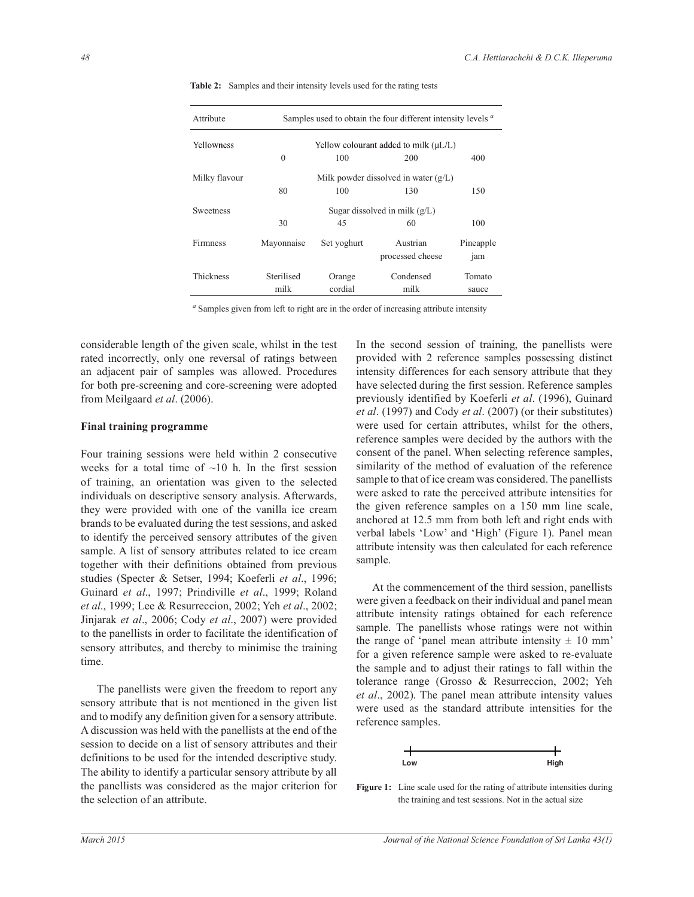**Table 2:** Samples and their intensity levels used for the rating tests

| Attribute | Samples used to obtain the four different intensity levels [a] | | | |
|---|---|---|---|---|
| Yellowness | Yellow colourant added to milk (μL/L) | | | |
| | 0 | 100 | 200 | 400 |
| Milky flavour | Milk powder dissolved in water (g/L) | | | |
| | 80 | 100 | 130 | 150 |
| Sweetness | Sugar dissolved in milk (g/L) | | | |
| | 30 | 45 | 60 | 100 |
| Firmness | Mayonnaise | Set yoghurt | Austrian processed cheese | Pineapple jam |
| Thickness | Sterilised milk | Orange cordial | Condensed milk | Tomato sauce |

[a] Samples given from left to right are in the order of increasing attribute intensity

considerable length of the given scale, whilst in the test rated incorrectly, only one reversal of ratings between an adjacent pair of samples was allowed. Procedures for both pre-screening and core-screening were adopted from Meilgaard *et al*. (2006).

## Final training programme

Four training sessions were held within 2 consecutive weeks for a total time of ~10 h. In the first session of training, an orientation was given to the selected individuals on descriptive sensory analysis. Afterwards, they were provided with one of the vanilla ice cream brands to be evaluated during the test sessions, and asked to identify the perceived sensory attributes of the given sample. A list of sensory attributes related to ice cream together with their definitions obtained from previous studies (Specter & Setser, 1994; Koeferli *et al*., 1996; Guinard *et al*., 1997; Prindiville *et al*., 1999; Roland *et al*., 1999; Lee & Resurreccion, 2002; Yeh *et al*., 2002; Jinjarak *et al*., 2006; Cody *et al*., 2007) were provided to the panellists in order to facilitate the identification of sensory attributes, and thereby to minimise the training time.

The panellists were given the freedom to report any sensory attribute that is not mentioned in the given list and to modify any definition given for a sensory attribute. A discussion was held with the panellists at the end of the session to decide on a list of sensory attributes and their definitions to be used for the intended descriptive study. The ability to identify a particular sensory attribute by all the panellists was considered as the major criterion for the selection of an attribute.

In the second session of training, the panellists were provided with 2 reference samples possessing distinct intensity differences for each sensory attribute that they have selected during the first session. Reference samples previously identified by Koeferli *et al*. (1996), Guinard *et al*. (1997) and Cody *et al*. (2007) (or their substitutes) were used for certain attributes, whilst for the others, reference samples were decided by the authors with the consent of the panel. When selecting reference samples, similarity of the method of evaluation of the reference sample to that of ice cream was considered. The panellists were asked to rate the perceived attribute intensities for the given reference samples on a 150 mm line scale, anchored at 12.5 mm from both left and right ends with verbal labels 'Low' and 'High' (Figure 1). Panel mean attribute intensity was then calculated for each reference sample.

At the commencement of the third session, panellists were given a feedback on their individual and panel mean attribute intensity ratings obtained for each reference sample. The panellists whose ratings were not within the range of 'panel mean attribute intensity ± 10 mm' for a given reference sample were asked to re-evaluate the sample and to adjust their ratings to fall within the tolerance range (Grosso & Resurreccion, 2002; Yeh *et al*., 2002). The panel mean attribute intensity values were used as the standard attribute intensities for the reference samples.

Low High

**Figure 1:** Line scale used for the rating of attribute intensities during the training and test sessions. Not in the actual size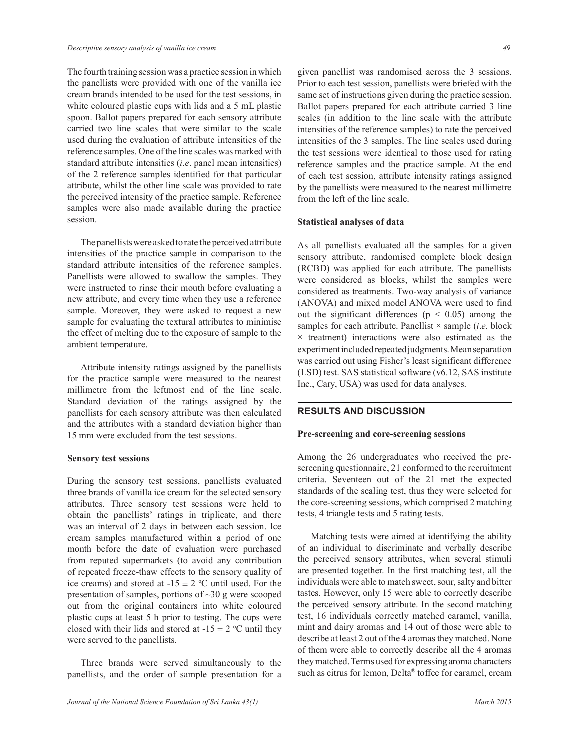The fourth training session was a practice session in which the panellists were provided with one of the vanilla ice cream brands intended to be used for the test sessions, in white coloured plastic cups with lids and a 5 mL plastic spoon. Ballot papers prepared for each sensory attribute carried two line scales that were similar to the scale used during the evaluation of attribute intensities of the reference samples. One of the line scales was marked with standard attribute intensities (*i.e*. panel mean intensities) of the 2 reference samples identified for that particular attribute, whilst the other line scale was provided to rate the perceived intensity of the practice sample. Reference samples were also made available during the practice session.

The panellists were asked to rate the perceived attribute intensities of the practice sample in comparison to the standard attribute intensities of the reference samples. Panellists were allowed to swallow the samples. They were instructed to rinse their mouth before evaluating a new attribute, and every time when they use a reference sample. Moreover, they were asked to request a new sample for evaluating the textural attributes to minimise the effect of melting due to the exposure of sample to the ambient temperature.

Attribute intensity ratings assigned by the panellists for the practice sample were measured to the nearest millimetre from the leftmost end of the line scale. Standard deviation of the ratings assigned by the panellists for each sensory attribute was then calculated and the attributes with a standard deviation higher than 15 mm were excluded from the test sessions.

### Sensory test sessions

During the sensory test sessions, panellists evaluated three brands of vanilla ice cream for the selected sensory attributes. Three sensory test sessions were held to obtain the panellists' ratings in triplicate, and there was an interval of 2 days in between each session. Ice cream samples manufactured within a period of one month before the date of evaluation were purchased from reputed supermarkets (to avoid any contribution of repeated freeze-thaw effects to the sensory quality of ice creams) and stored at $-15 \pm 2$ ºC until used. For the presentation of samples, portions of ~30 g were scooped out from the original containers into white coloured plastic cups at least 5 h prior to testing. The cups were closed with their lids and stored at $-15 \pm 2$ ºC until they were served to the panellists.

Three brands were served simultaneously to the panellists, and the order of sample presentation for a given panellist was randomised across the 3 sessions. Prior to each test session, panellists were briefed with the same set of instructions given during the practice session. Ballot papers prepared for each attribute carried 3 line scales (in addition to the line scale with the attribute intensities of the reference samples) to rate the perceived intensities of the 3 samples. The line scales used during the test sessions were identical to those used for rating reference samples and the practice sample. At the end of each test session, attribute intensity ratings assigned by the panellists were measured to the nearest millimetre from the left of the line scale.

### Statistical analyses of data

As all panellists evaluated all the samples for a given sensory attribute, randomised complete block design (RCBD) was applied for each attribute. The panellists were considered as blocks, whilst the samples were considered as treatments. Two-way analysis of variance (ANOVA) and mixed model ANOVA were used to find out the significant differences ($p < 0.05$) among the samples for each attribute. Panellist × sample (*i.e*. block × treatment) interactions were also estimated as the experiment included repeated judgments. Mean separation was carried out using Fisher's least significant difference (LSD) test. SAS statistical software (v6.12, SAS institute Inc., Cary, USA) was used for data analyses.

## RESULTS AND DISCUSSION

### Pre-screening and core-screening sessions

Among the 26 undergraduates who received the pre-screening questionnaire, 21 conformed to the recruitment criteria. Seventeen out of the 21 met the expected standards of the scaling test, thus they were selected for the core-screening sessions, which comprised 2 matching tests, 4 triangle tests and 5 rating tests.

Matching tests were aimed at identifying the ability of an individual to discriminate and verbally describe the perceived sensory attributes, when several stimuli are presented together. In the first matching test, all the individuals were able to match sweet, sour, salty and bitter tastes. However, only 15 were able to correctly describe the perceived sensory attribute. In the second matching test, 16 individuals correctly matched caramel, vanilla, mint and dairy aromas and 14 out of those were able to describe at least 2 out of the 4 aromas they matched. None of them were able to correctly describe all the 4 aromas they matched. Terms used for expressing aroma characters such as citrus for lemon, Delta® toffee for caramel, cream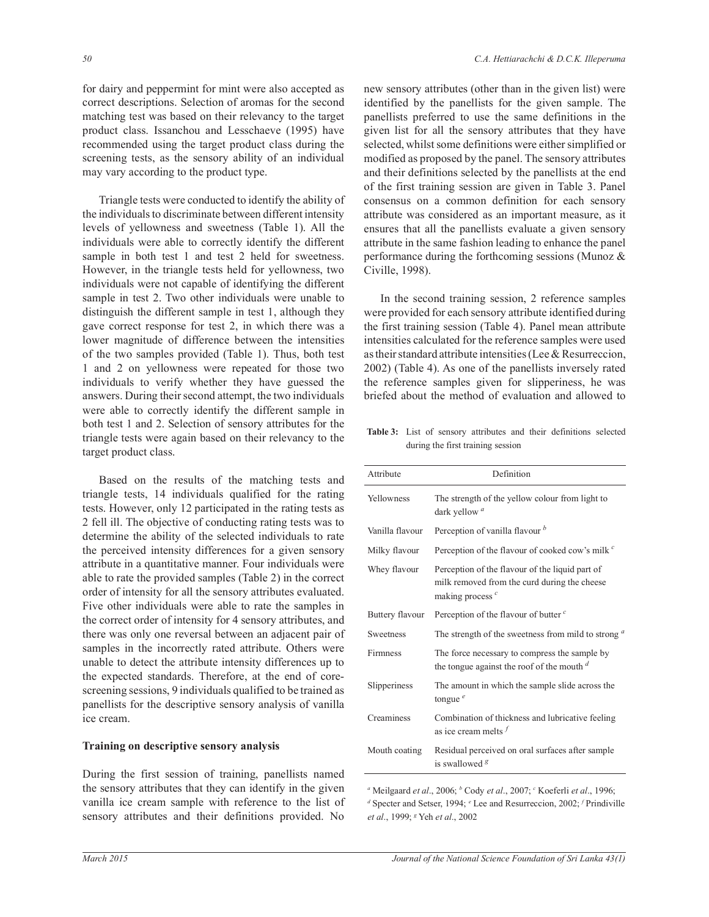for dairy and peppermint for mint were also accepted as correct descriptions. Selection of aromas for the second matching test was based on their relevancy to the target product class. Issanchou and Lesschaeve (1995) have recommended using the target product class during the screening tests, as the sensory ability of an individual may vary according to the product type.

Triangle tests were conducted to identify the ability of the individuals to discriminate between different intensity levels of yellowness and sweetness (Table 1). All the individuals were able to correctly identify the different sample in both test 1 and test 2 held for sweetness. However, in the triangle tests held for yellowness, two individuals were not capable of identifying the different sample in test 2. Two other individuals were unable to distinguish the different sample in test 1, although they gave correct response for test 2, in which there was a lower magnitude of difference between the intensities of the two samples provided (Table 1). Thus, both test 1 and 2 on yellowness were repeated for those two individuals to verify whether they have guessed the answers. During their second attempt, the two individuals were able to correctly identify the different sample in both test 1 and 2. Selection of sensory attributes for the triangle tests were again based on their relevancy to the target product class.

Based on the results of the matching tests and triangle tests, 14 individuals qualified for the rating tests. However, only 12 participated in the rating tests as 2 fell ill. The objective of conducting rating tests was to determine the ability of the selected individuals to rate the perceived intensity differences for a given sensory attribute in a quantitative manner. Four individuals were able to rate the provided samples (Table 2) in the correct order of intensity for all the sensory attributes evaluated. Five other individuals were able to rate the samples in the correct order of intensity for 4 sensory attributes, and there was only one reversal between an adjacent pair of samples in the incorrectly rated attribute. Others were unable to detect the attribute intensity differences up to the expected standards. Therefore, at the end of core-screening sessions, 9 individuals qualified to be trained as panellists for the descriptive sensory analysis of vanilla ice cream.

**Training on descriptive sensory analysis**

During the first session of training, panellists named the sensory attributes that they can identify in the given vanilla ice cream sample with reference to the list of sensory attributes and their definitions provided. No new sensory attributes (other than in the given list) were identified by the panellists for the given sample. The panellists preferred to use the same definitions in the given list for all the sensory attributes that they have selected, whilst some definitions were either simplified or modified as proposed by the panel. The sensory attributes and their definitions selected by the panellists at the end of the first training session are given in Table 3. Panel consensus on a common definition for each sensory attribute was considered as an important measure, as it ensures that all the panellists evaluate a given sensory attribute in the same fashion leading to enhance the panel performance during the forthcoming sessions (Munoz & Civille, 1998).

In the second training session, 2 reference samples were provided for each sensory attribute identified during the first training session (Table 4). Panel mean attribute intensities calculated for the reference samples were used as their standard attribute intensities (Lee & Resurreccion, 2002) (Table 4). As one of the panellists inversely rated the reference samples given for slipperiness, he was briefed about the method of evaluation and allowed to

**Table 3:** List of sensory attributes and their definitions selected during the first training session

| Attribute | Definition |
|---|---|
| Yellowness | The strength of the yellow colour from light to dark yellow [a] |
| Vanilla flavour | Perception of vanilla flavour [b] |
| Milky flavour | Perception of the flavour of cooked cow's milk [c] |
| Whey flavour | Perception of the flavour of the liquid part of milk removed from the curd during the cheese making process [c] |
| Buttery flavour | Perception of the flavour of butter [c] |
| Sweetness | The strength of the sweetness from mild to strong [a] |
| Firmness | The force necessary to compress the sample by the tongue against the roof of the mouth [d] |
| Slipperiness | The amount in which the sample slide across the tongue [e] |
| Creaminess | Combination of thickness and lubricative feeling as ice cream melts [f] |
| Mouth coating | Residual perceived on oral surfaces after sample is swallowed [g] |

[a] Meilgaard *et al*., 2006; [b] Cody *et al*., 2007; [c] Koeferli *et al*., 1996; [d] Specter and Setser, 1994; [e] Lee and Resurreccion, 2002; [f] Prindiville *et al*., 1999; [g] Yeh *et al*., 2002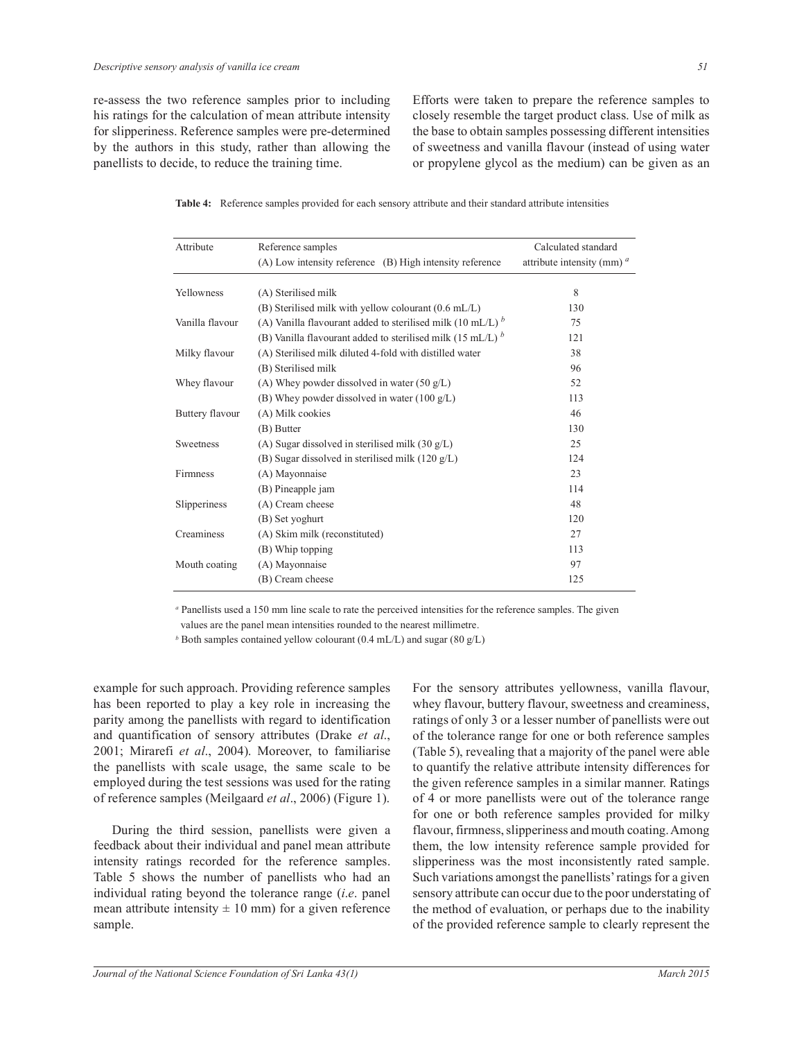re-assess the two reference samples prior to including his ratings for the calculation of mean attribute intensity for slipperiness. Reference samples were pre-determined by the authors in this study, rather than allowing the panellists to decide, to reduce the training time.

Efforts were taken to prepare the reference samples to closely resemble the target product class. Use of milk as the base to obtain samples possessing different intensities of sweetness and vanilla flavour (instead of using water or propylene glycol as the medium) can be given as an example for such approach. Providing reference samples has been reported to play a key role in increasing the parity among the panellists with regard to identification and quantification of sensory attributes (Drake *et al*., 2001; Mirarefi *et al*., 2004). Moreover, to familiarise the panellists with scale usage, the same scale to be employed during the test sessions was used for the rating of reference samples (Meilgaard *et al*., 2006) (Figure 1).

**Table 4:** Reference samples provided for each sensory attribute and their standard attribute intensities

| Attribute | Reference samples<br>(A) Low intensity reference (B) High intensity reference | Calculated standard attribute intensity (mm) [a] |
|---|---|---|
| Yellowness | (A) Sterilised milk | 8 |
| | (B) Sterilised milk with yellow colourant (0.6 mL/L) | 130 |
| Vanilla flavour | (A) Vanilla flavourant added to sterilised milk (10 mL/L) [b] | 75 |
| | (B) Vanilla flavourant added to sterilised milk (15 mL/L) [b] | 121 |
| Milky flavour | (A) Sterilised milk diluted 4-fold with distilled water | 38 |
| | (B) Sterilised milk | 96 |
| Whey flavour | (A) Whey powder dissolved in water (50 g/L) | 52 |
| | (B) Whey powder dissolved in water (100 g/L) | 113 |
| Buttery flavour | (A) Milk cookies | 46 |
| | (B) Butter | 130 |
| Sweetness | (A) Sugar dissolved in sterilised milk (30 g/L) | 25 |
| | (B) Sugar dissolved in sterilised milk (120 g/L) | 124 |
| Firmness | (A) Mayonnaise | 23 |
| | (B) Pineapple jam | 114 |
| Slipperiness | (A) Cream cheese | 48 |
| | (B) Set yoghurt | 120 |
| Creaminess | (A) Skim milk (reconstituted) | 27 |
| | (B) Whip topping | 113 |
| Mouth coating | (A) Mayonnaise | 97 |
| | (B) Cream cheese | 125 |

[a] Panellists used a 150 mm line scale to rate the perceived intensities for the reference samples. The given values are the panel mean intensities rounded to the nearest millimetre.

[b] Both samples contained yellow colourant (0.4 mL/L) and sugar (80 g/L)

During the third session, panellists were given a feedback about their individual and panel mean attribute intensity ratings recorded for the reference samples. Table 5 shows the number of panellists who had an individual rating beyond the tolerance range (*i.e*. panel mean attribute intensity ± 10 mm) for a given reference sample.

For the sensory attributes yellowness, vanilla flavour, whey flavour, buttery flavour, sweetness and creaminess, ratings of only 3 or a lesser number of panellists were out of the tolerance range for one or both reference samples (Table 5), revealing that a majority of the panel were able to quantify the relative attribute intensity differences for the given reference samples in a similar manner. Ratings of 4 or more panellists were out of the tolerance range for one or both reference samples provided for milky flavour, firmness, slipperiness and mouth coating. Among them, the low intensity reference sample provided for slipperiness was the most inconsistently rated sample. Such variations amongst the panellists' ratings for a given sensory attribute can occur due to the poor understating of the method of evaluation, or perhaps due to the inability of the provided reference sample to clearly represent the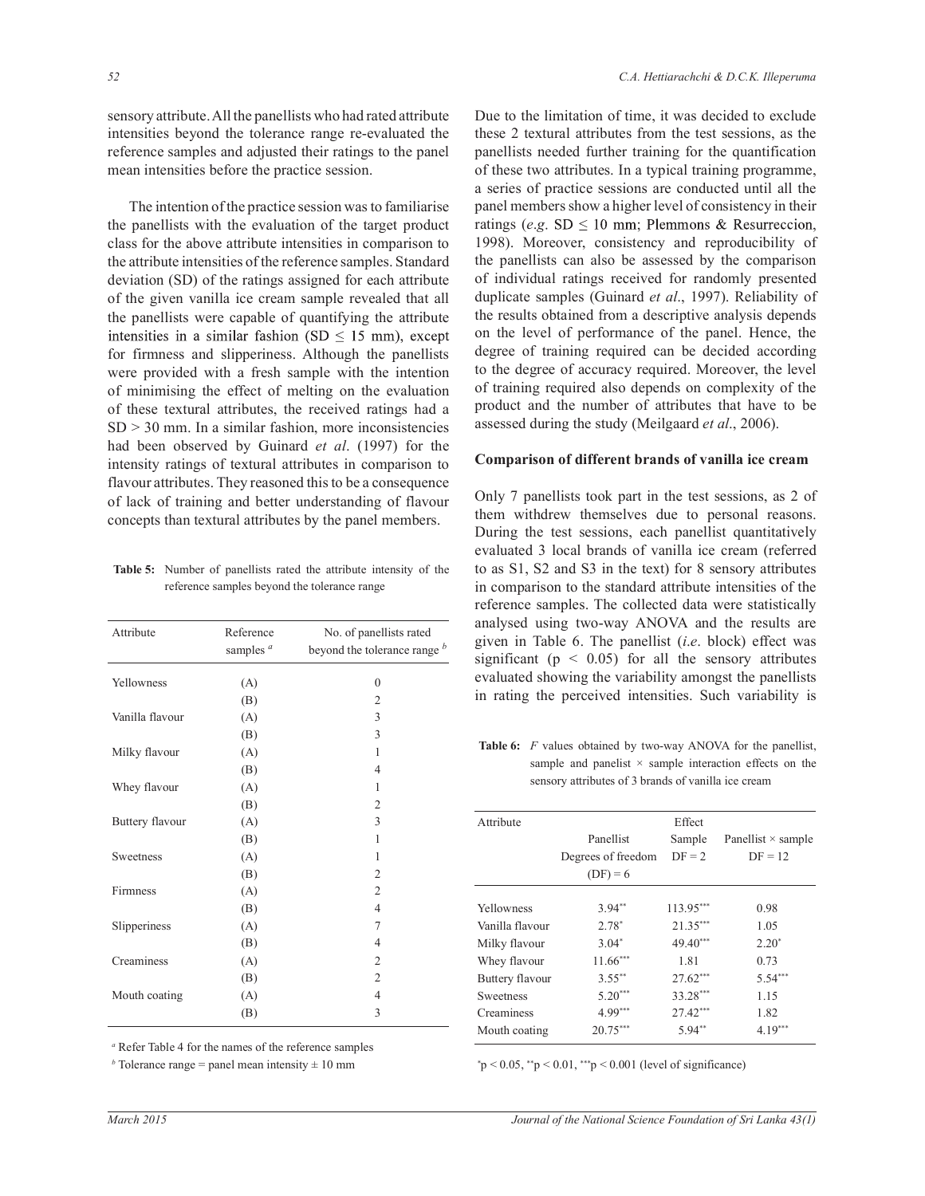sensory attribute. All the panellists who had rated attribute intensities beyond the tolerance range re-evaluated the reference samples and adjusted their ratings to the panel mean intensities before the practice session.

The intention of the practice session was to familiarise the panellists with the evaluation of the target product class for the above attribute intensities in comparison to the attribute intensities of the reference samples. Standard deviation (SD) of the ratings assigned for each attribute of the given vanilla ice cream sample revealed that all the panellists were capable of quantifying the attribute intensities in a similar fashion (SD ≤ 15 mm), except for firmness and slipperiness. Although the panellists were provided with a fresh sample with the intention of minimising the effect of melting on the evaluation of these textural attributes, the received ratings had a SD > 30 mm. In a similar fashion, more inconsistencies had been observed by Guinard *et al*. (1997) for the intensity ratings of textural attributes in comparison to flavour attributes. They reasoned this to be a consequence of lack of training and better understanding of flavour concepts than textural attributes by the panel members.

**Table 5:** Number of panellists rated the attribute intensity of the reference samples beyond the tolerance range

| Attribute | Reference samples [a] | No. of panellists rated beyond the tolerance range [b] |
|---|---|---|
| Yellowness | (A) | 0 |
| | (B) | 2 |
| Vanilla flavour | (A) | 3 |
| | (B) | 3 |
| Milky flavour | (A) | 1 |
| | (B) | 4 |
| Whey flavour | (A) | 1 |
| | (B) | 2 |
| Buttery flavour | (A) | 3 |
| | (B) | 1 |
| Sweetness | (A) | 1 |
| | (B) | 2 |
| Firmness | (A) | 2 |
| | (B) | 4 |
| Slipperiness | (A) | 7 |
| | (B) | 4 |
| Creaminess | (A) | 2 |
| | (B) | 2 |
| Mouth coating | (A) | 4 |
| | (B) | 3 |

[a] Refer Table 4 for the names of the reference samples

[b] Tolerance range = panel mean intensity ± 10 mm

Due to the limitation of time, it was decided to exclude these 2 textural attributes from the test sessions, as the panellists needed further training for the quantification of these two attributes. In a typical training programme, a series of practice sessions are conducted until all the panel members show a higher level of consistency in their ratings (*e.g*. SD ≤ 10 mm; Plemmons & Resurreccion, 1998). Moreover, consistency and reproducibility of the panellists can also be assessed by the comparison of individual ratings received for randomly presented duplicate samples (Guinard *et al*., 1997). Reliability of the results obtained from a descriptive analysis depends on the level of performance of the panel. Hence, the degree of training required can be decided according to the degree of accuracy required. Moreover, the level of training required also depends on complexity of the product and the number of attributes that have to be assessed during the study (Meilgaard *et al*., 2006).

**Comparison of different brands of vanilla ice cream**

Only 7 panellists took part in the test sessions, as 2 of them withdrew themselves due to personal reasons. During the test sessions, each panellist quantitatively evaluated 3 local brands of vanilla ice cream (referred to as S1, S2 and S3 in the text) for 8 sensory attributes in comparison to the standard attribute intensities of the reference samples. The collected data were statistically analysed using two-way ANOVA and the results are given in Table 6. The panellist (*i.e*. block) effect was significant ($p < 0.05$) for all the sensory attributes evaluated showing the variability amongst the panellists in rating the perceived intensities. Such variability is

**Table 6:** $F$ values obtained by two-way ANOVA for the panellist, sample and panelist × sample interaction effects on the sensory attributes of 3 brands of vanilla ice cream

| Attribute | Panellist Degrees of freedom (DF) = 6 | Sample DF = 2 | Panellist × sample DF = 12 |
|---|---|---|---|
| Yellowness | 3.94** | 113.95*** | 0.98 |
| Vanilla flavour | 2.78* | 21.35*** | 1.05 |
| Milky flavour | 3.04* | 49.40*** | 2.20* |
| Whey flavour | 11.66*** | 1.81 | 0.73 |
| Buttery flavour | 3.55** | 27.62*** | 5.54*** |
| Sweetness | 5.20*** | 33.28*** | 1.15 |
| Creaminess | 4.99*** | 27.42*** | 1.82 |
| Mouth coating | 20.75*** | 5.94** | 4.19*** |

*$p < 0.05$, **$p < 0.01$, ***$p < 0.001$ (level of significance)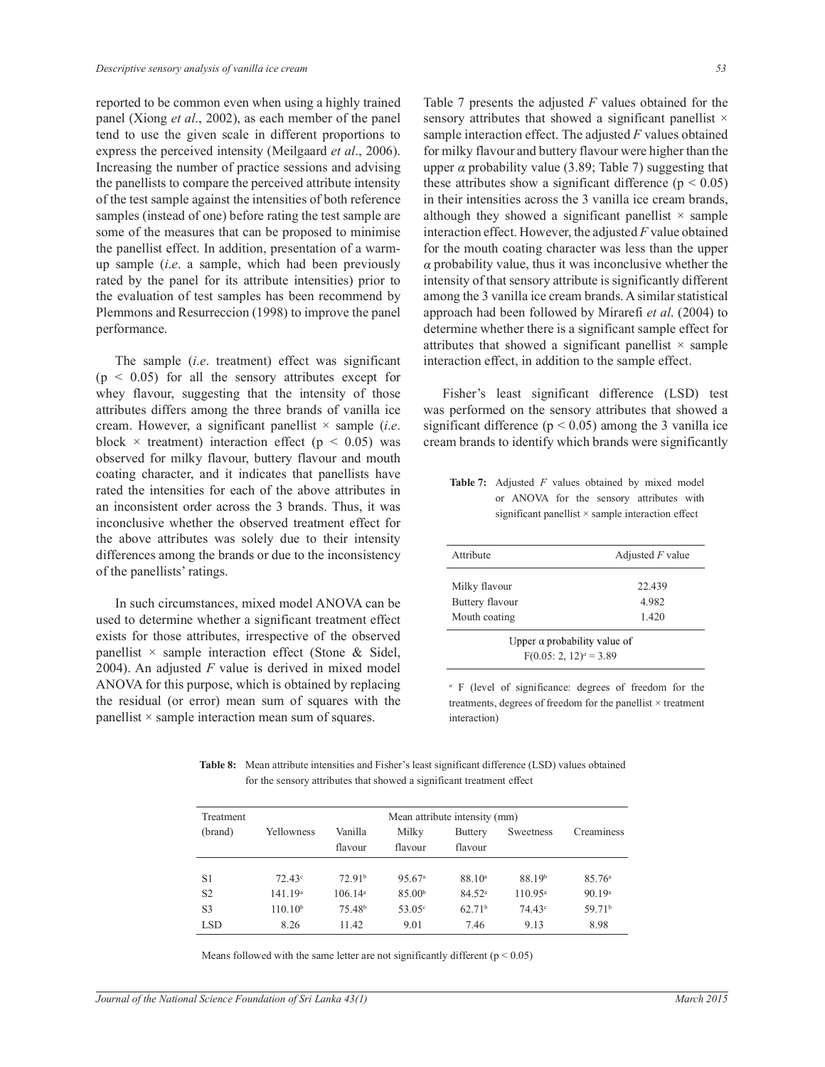reported to be common even when using a highly trained panel (Xiong *et al*., 2002), as each member of the panel tend to use the given scale in different proportions to express the perceived intensity (Meilgaard *et al*., 2006). Increasing the number of practice sessions and advising the panellists to compare the perceived attribute intensity of the test sample against the intensities of both reference samples (instead of one) before rating the test sample are some of the measures that can be proposed to minimise the panellist effect. In addition, presentation of a warm-up sample (*i.e*. a sample, which had been previously rated by the panel for its attribute intensities) prior to the evaluation of test samples has been recommend by Plemmons and Resurreccion (1998) to improve the panel performance.

The sample (*i.e*. treatment) effect was significant ($p < 0.05$) for all the sensory attributes except for whey flavour, suggesting that the intensity of those attributes differs among the three brands of vanilla ice cream. However, a significant panellist × sample (*i.e*. block × treatment) interaction effect ($p < 0.05$) was observed for milky flavour, buttery flavour and mouth coating character, and it indicates that panellists have rated the intensities for each of the above attributes in an inconsistent order across the 3 brands. Thus, it was inconclusive whether the observed treatment effect for the above attributes was solely due to their intensity differences among the brands or due to the inconsistency of the panellists' ratings.

In such circumstances, mixed model ANOVA can be used to determine whether a significant treatment effect exists for those attributes, irrespective of the observed panellist × sample interaction effect (Stone & Sidel, 2004). An adjusted $F$ value is derived in mixed model ANOVA for this purpose, which is obtained by replacing the residual (or error) mean sum of squares with the panellist × sample interaction mean sum of squares.

Table 7 presents the adjusted $F$ values obtained for the sensory attributes that showed a significant panellist × sample interaction effect. The adjusted $F$ values obtained for milky flavour and buttery flavour were higher than the upper $\alpha$ probability value (3.89; Table 7) suggesting that these attributes show a significant difference ($p < 0.05$) in their intensities across the 3 vanilla ice cream brands, although they showed a significant panellist × sample interaction effect. However, the adjusted $F$ value obtained for the mouth coating character was less than the upper $\alpha$ probability value, thus it was inconclusive whether the intensity of that sensory attribute is significantly different among the 3 vanilla ice cream brands. A similar statistical approach had been followed by Mirarefi *et al*. (2004) to determine whether there is a significant sample effect for attributes that showed a significant panellist × sample interaction effect, in addition to the sample effect.

Fisher's least significant difference (LSD) test was performed on the sensory attributes that showed a significant difference ($p < 0.05$) among the 3 vanilla ice cream brands to identify which brands were significantly

**Table 7:** Adjusted $F$ values obtained by mixed model or ANOVA for the sensory attributes with significant panellist × sample interaction effect

| Attribute | Adjusted $F$ value |
|---|---|
| Milky flavour | 22.439 |
| Buttery flavour | 4.982 |
| Mouth coating | 1.420 |
| Upper $\alpha$ probability value of $F(0.05: 2, 12)^a = 3.89$ | |

[a] F (level of significance: degrees of freedom for the treatments, degrees of freedom for the panellist × treatment interaction)

**Table 8:** Mean attribute intensities and Fisher's least significant difference (LSD) values obtained for the sensory attributes that showed a significant treatment effect

| Treatment (brand) | Mean attribute intensity (mm) | | | | | |
|---|---|---|---|---|---|---|
| | Yellowness | Vanilla flavour | Milky flavour | Buttery flavour | Sweetness | Creaminess |
| S1 | $72.43^c$ | $72.91^b$ | $95.67^a$ | $88.10^a$ | $88.19^b$ | $85.76^a$ |
| S2 | $141.19^a$ | $106.14^a$ | $85.00^b$ | $84.52^a$ | $110.95^a$ | $90.19^a$ |
| S3 | $110.10^b$ | $75.48^b$ | $53.05^c$ | $62.71^b$ | $74.43^c$ | $59.71^b$ |
| LSD | 8.26 | 11.42 | 9.01 | 7.46 | 9.13 | 8.98 |

Means followed with the same letter are not significantly different ($p < 0.05$)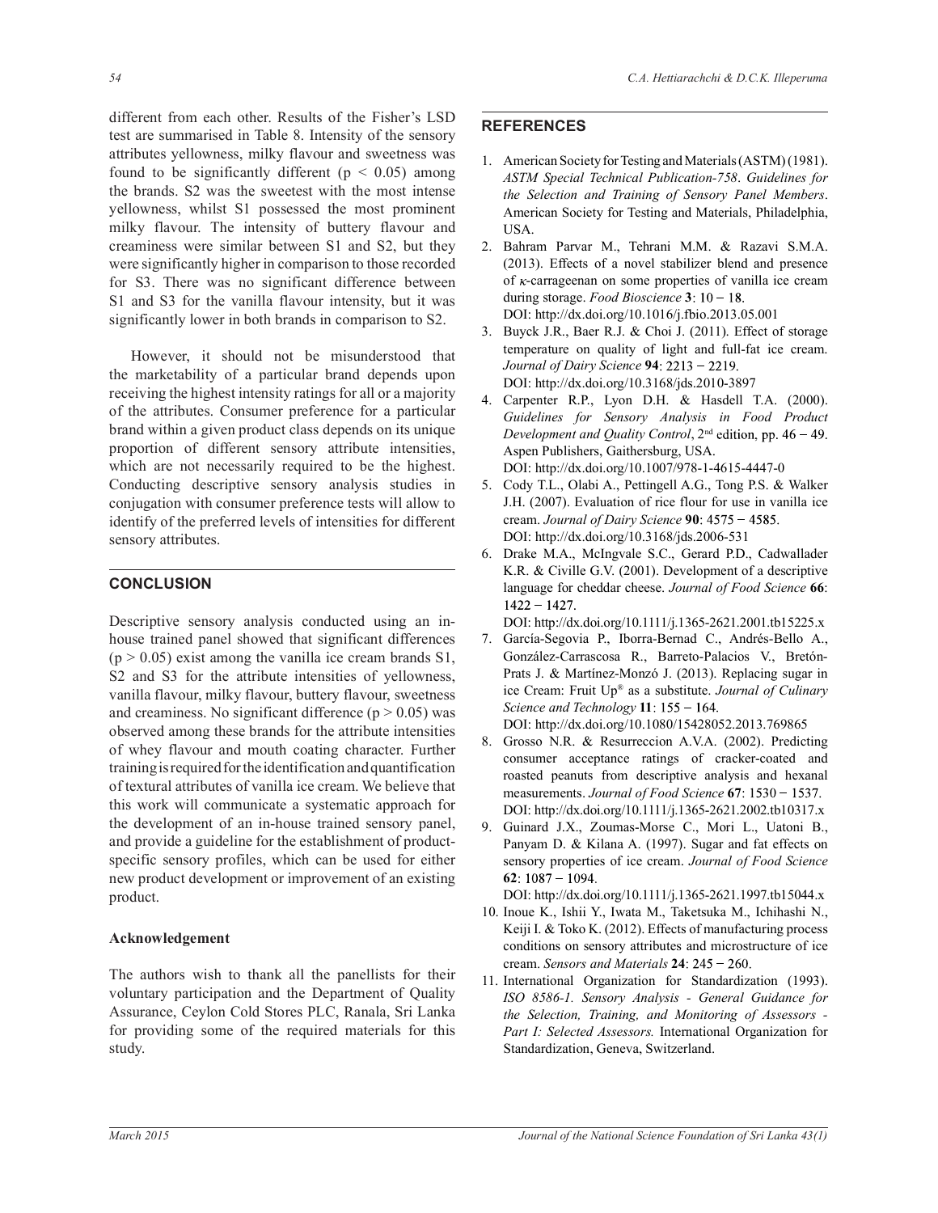different from each other. Results of the Fisher's LSD test are summarised in Table 8. Intensity of the sensory attributes yellowness, milky flavour and sweetness was found to be significantly different ($p < 0.05$) among the brands. S2 was the sweetest with the most intense yellowness, whilst S1 possessed the most prominent milky flavour. The intensity of buttery flavour and creaminess were similar between S1 and S2, but they were significantly higher in comparison to those recorded for S3. There was no significant difference between S1 and S3 for the vanilla flavour intensity, but it was significantly lower in both brands in comparison to S2.

However, it should not be misunderstood that the marketability of a particular brand depends upon receiving the highest intensity ratings for all or a majority of the attributes. Consumer preference for a particular brand within a given product class depends on its unique proportion of different sensory attribute intensities, which are not necessarily required to be the highest. Conducting descriptive sensory analysis studies in conjugation with consumer preference tests will allow to identify of the preferred levels of intensities for different sensory attributes.

## CONCLUSION

Descriptive sensory analysis conducted using an in-house trained panel showed that significant differences ($p > 0.05$) exist among the vanilla ice cream brands S1, S2 and S3 for the attribute intensities of yellowness, vanilla flavour, milky flavour, buttery flavour, sweetness and creaminess. No significant difference ($p > 0.05$) was observed among these brands for the attribute intensities of whey flavour and mouth coating character. Further training is required for the identification and quantification of textural attributes of vanilla ice cream. We believe that this work will communicate a systematic approach for the development of an in-house trained sensory panel, and provide a guideline for the establishment of product-specific sensory profiles, which can be used for either new product development or improvement of an existing product.

### Acknowledgement

The authors wish to thank all the panellists for their voluntary participation and the Department of Quality Assurance, Ceylon Cold Stores PLC, Ranala, Sri Lanka for providing some of the required materials for this study.

## REFERENCES

1. American Society for Testing and Materials (ASTM) (1981). *ASTM Special Technical Publication-758*. *Guidelines for the Selection and Training of Sensory Panel Members*. American Society for Testing and Materials, Philadelphia, USA.
2. Bahram Parvar M., Tehrani M.M. & Razavi S.M.A. (2013). Effects of a novel stabilizer blend and presence of $\kappa$-carrageenan on some properties of vanilla ice cream during storage. *Food Bioscience* **3**: 10 − 18. DOI: http://dx.doi.org/10.1016/j.fbio.2013.05.001
3. Buyck J.R., Baer R.J. & Choi J. (2011). Effect of storage temperature on quality of light and full-fat ice cream. *Journal of Dairy Science* **94**: 2213 − 2219. DOI: http://dx.doi.org/10.3168/jds.2010-3897
4. Carpenter R.P., Lyon D.H. & Hasdell T.A. (2000). *Guidelines for Sensory Analysis in Food Product Development and Quality Control*, 2nd edition, pp. 46 − 49. Aspen Publishers, Gaithersburg, USA. DOI: http://dx.doi.org/10.1007/978-1-4615-4447-0
5. Cody T.L., Olabi A., Pettingell A.G., Tong P.S. & Walker J.H. (2007). Evaluation of rice flour for use in vanilla ice cream. *Journal of Dairy Science* **90**: 4575 − 4585. DOI: http://dx.doi.org/10.3168/jds.2006-531
6. Drake M.A., McIngvale S.C., Gerard P.D., Cadwallader K.R. & Civille G.V. (2001). Development of a descriptive language for cheddar cheese. *Journal of Food Science* **66**: 1422 − 1427. DOI: http://dx.doi.org/10.1111/j.1365-2621.2001.tb15225.x
7. García-Segovia P., Iborra-Bernad C., Andrés-Bello A., González-Carrascosa R., Barreto-Palacios V., Bretón-Prats J. & Martínez-Monzó J. (2013). Replacing sugar in ice Cream: Fruit Up® as a substitute. *Journal of Culinary Science and Technology* **11**: 155 − 164. DOI: http://dx.doi.org/10.1080/15428052.2013.769865
8. Grosso N.R. & Resurreccion A.V.A. (2002). Predicting consumer acceptance ratings of cracker-coated and roasted peanuts from descriptive analysis and hexanal measurements. *Journal of Food Science* **67**: 1530 − 1537. DOI: http://dx.doi.org/10.1111/j.1365-2621.2002.tb10317.x
9. Guinard J.X., Zoumas-Morse C., Mori L., Uatoni B., Panyam D. & Kilana A. (1997). Sugar and fat effects on sensory properties of ice cream. *Journal of Food Science* **62**: 1087 − 1094. DOI: http://dx.doi.org/10.1111/j.1365-2621.1997.tb15044.x
10. Inoue K., Ishii Y., Iwata M., Taketsuka M., Ichihashi N., Keiji I. & Toko K. (2012). Effects of manufacturing process conditions on sensory attributes and microstructure of ice cream. *Sensors and Materials* **24**: 245 − 260.
11. International Organization for Standardization (1993). *ISO 8586-1. Sensory Analysis - General Guidance for the Selection, Training, and Monitoring of Assessors - Part I: Selected Assessors.* International Organization for Standardization, Geneva, Switzerland.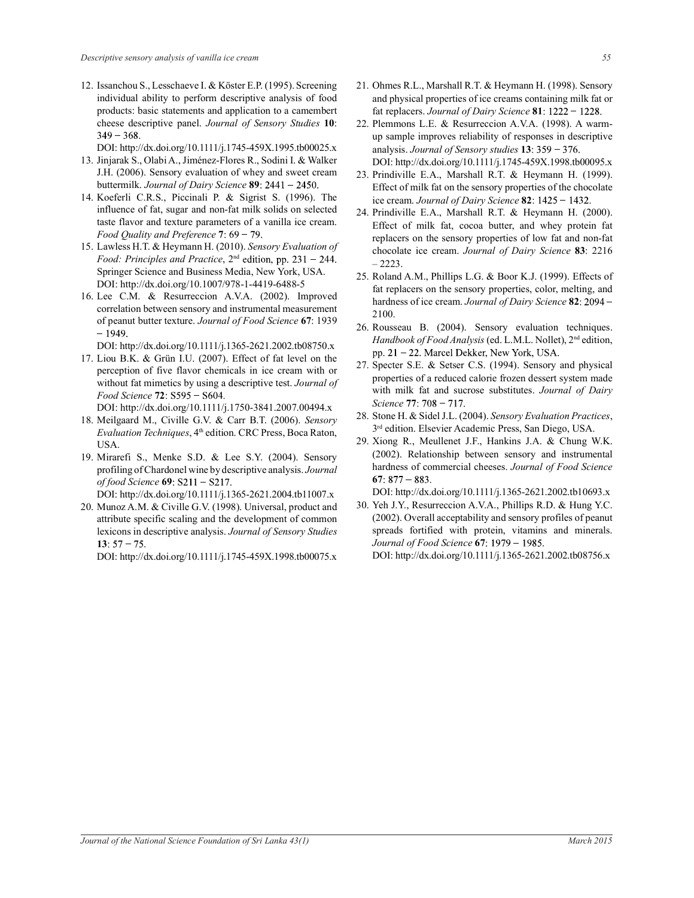12. Issanchou S., Lesschaeve I. & Köster E.P. (1995). Screening individual ability to perform descriptive analysis of food products: basic statements and application to a camembert cheese descriptive panel. *Journal of Sensory Studies* **10**: 349 − 368.
    DOI: http://dx.doi.org/10.1111/j.1745-459X.1995.tb00025.x
13. Jinjarak S., Olabi A., Jiménez-Flores R., Sodini I. & Walker J.H. (2006). Sensory evaluation of whey and sweet cream buttermilk. *Journal of Dairy Science* **89**: 2441 − 2450.
14. Koeferli C.R.S., Piccinali P. & Sigrist S. (1996). The influence of fat, sugar and non-fat milk solids on selected taste flavor and texture parameters of a vanilla ice cream. *Food Quality and Preference* **7**: 69 − 79.
15. Lawless H.T. & Heymann H. (2010). *Sensory Evaluation of Food: Principles and Practice*, 2nd edition, pp. 231 − 244. Springer Science and Business Media, New York, USA.
    DOI: http://dx.doi.org/10.1007/978-1-4419-6488-5
16. Lee C.M. & Resurreccion A.V.A. (2002). Improved correlation between sensory and instrumental measurement of peanut butter texture. *Journal of Food Science* **67**: 1939 − 1949.
    DOI: http://dx.doi.org/10.1111/j.1365-2621.2002.tb08750.x
17. Liou B.K. & Grün I.U. (2007). Effect of fat level on the perception of five flavor chemicals in ice cream with or without fat mimetics by using a descriptive test. *Journal of Food Science* **72**: S595 − S604.
    DOI: http://dx.doi.org/10.1111/j.1750-3841.2007.00494.x
18. Meilgaard M., Civille G.V. & Carr B.T. (2006). *Sensory Evaluation Techniques*, 4th edition. CRC Press, Boca Raton, USA.
19. Mirarefi S., Menke S.D. & Lee S.Y. (2004). Sensory profiling of Chardonel wine by descriptive analysis. *Journal of food Science* **69**: S211 − S217.
    DOI: http://dx.doi.org/10.1111/j.1365-2621.2004.tb11007.x
20. Munoz A.M. & Civille G.V. (1998). Universal, product and attribute specific scaling and the development of common lexicons in descriptive analysis. *Journal of Sensory Studies* **13**: 57 − 75.
    DOI: http://dx.doi.org/10.1111/j.1745-459X.1998.tb00075.x
21. Ohmes R.L., Marshall R.T. & Heymann H. (1998). Sensory and physical properties of ice creams containing milk fat or fat replacers. *Journal of Dairy Science* **81**: 1222 − 1228.
22. Plemmons L.E. & Resurreccion A.V.A. (1998). A warm-up sample improves reliability of responses in descriptive analysis. *Journal of Sensory studies* **13**: 359 − 376.
    DOI: http://dx.doi.org/10.1111/j.1745-459X.1998.tb00095.x
23. Prindiville E.A., Marshall R.T. & Heymann H. (1999). Effect of milk fat on the sensory properties of the chocolate ice cream. *Journal of Dairy Science* **82**: 1425 − 1432.
24. Prindiville E.A., Marshall R.T. & Heymann H. (2000). Effect of milk fat, cocoa butter, and whey protein fat replacers on the sensory properties of low fat and non-fat chocolate ice cream. *Journal of Dairy Science* **83**: 2216 – 2223.
25. Roland A.M., Phillips L.G. & Boor K.J. (1999). Effects of fat replacers on the sensory properties, color, melting, and hardness of ice cream. *Journal of Dairy Science* **82**: 2094 – 2100.
26. Rousseau B. (2004). Sensory evaluation techniques. *Handbook of Food Analysis* (ed. L.M.L. Nollet), 2nd edition, pp. 21 − 22. Marcel Dekker, New York, USA.
27. Specter S.E. & Setser C.S. (1994). Sensory and physical properties of a reduced calorie frozen dessert system made with milk fat and sucrose substitutes. *Journal of Dairy Science* **77**: 708 − 717.
28. Stone H. & Sidel J.L. (2004). *Sensory Evaluation Practices*, 3rd edition. Elsevier Academic Press, San Diego, USA.
29. Xiong R., Meullenet J.F., Hankins J.A. & Chung W.K. (2002). Relationship between sensory and instrumental hardness of commercial cheeses. *Journal of Food Science* **67**: 877 − 883.
    DOI: http://dx.doi.org/10.1111/j.1365-2621.2002.tb10693.x
30. Yeh J.Y., Resurreccion A.V.A., Phillips R.D. & Hung Y.C. (2002). Overall acceptability and sensory profiles of peanut spreads fortified with protein, vitamins and minerals. *Journal of Food Science* **67**: 1979 − 1985.
    DOI: http://dx.doi.org/10.1111/j.1365-2621.2002.tb08756.x